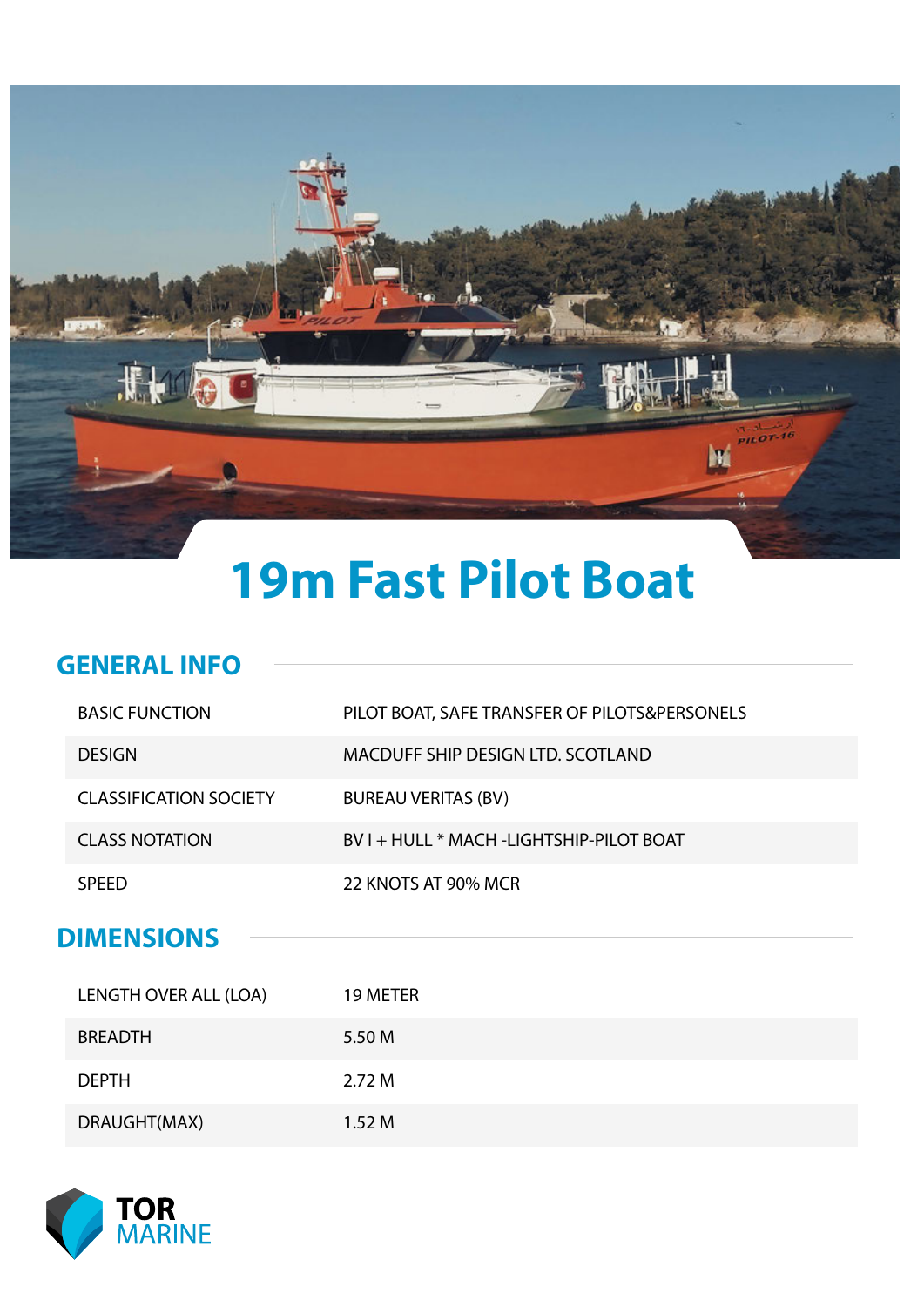# 19m Fast Pilot Boat

## GENERAL INFO

| | |
|---|---|
| BASIC FUNCTION | PILOT BOAT, SAFE TRANSFER OF PILOTS&PERSONELS |
| DESIGN | MACDUFF SHIP DESIGN LTD. SCOTLAND |
| CLASSIFICATION SOCIETY | BUREAU VERITAS (BV) |
| CLASS NOTATION | BV I + HULL * MACH -LIGHTSHIP-PILOT BOAT |
| SPEED | 22 KNOTS AT 90% MCR |

## DIMENSIONS

| | |
|---|---|
| LENGTH OVER ALL (LOA) | 19 METER |
| BREADTH | 5.50 M |
| DEPTH | 2.72 M |
| DRAUGHT(MAX) | 1.52 M |

TOR MARINE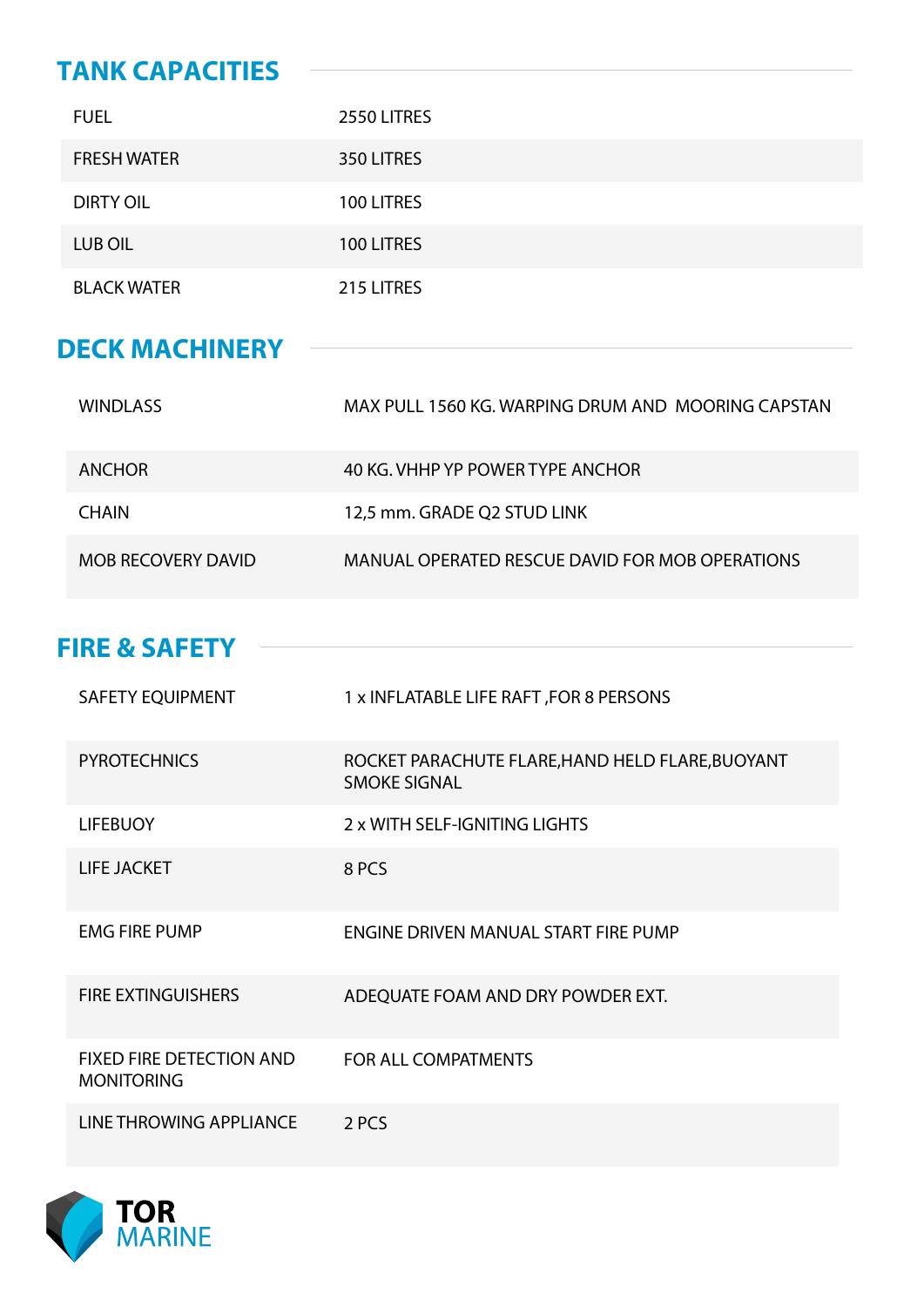## TANK CAPACITIES

| | |
|---|---|
| FUEL | 2550 LITRES |
| FRESH WATER | 350 LITRES |
| DIRTY OIL | 100 LITRES |
| LUB OIL | 100 LITRES |
| BLACK WATER | 215 LITRES |

## DECK MACHINERY

| | |
|---|---|
| WINDLASS | MAX PULL 1560 KG. WARPING DRUM AND MOORING CAPSTAN |
| ANCHOR | 40 KG. VHHP YP POWER TYPE ANCHOR |
| CHAIN | 12,5 mm. GRADE Q2 STUD LINK |
| MOB RECOVERY DAVID | MANUAL OPERATED RESCUE DAVID FOR MOB OPERATIONS |

## FIRE & SAFETY

| | |
|---|---|
| SAFETY EQUIPMENT | 1 x INFLATABLE LIFE RAFT ,FOR 8 PERSONS |
| PYROTECHNICS | ROCKET PARACHUTE FLARE,HAND HELD FLARE,BUOYANT SMOKE SIGNAL |
| LIFEBUOY | 2 x WITH SELF-IGNITING LIGHTS |
| LIFE JACKET | 8 PCS |
| EMG FIRE PUMP | ENGINE DRIVEN MANUAL START FIRE PUMP |
| FIRE EXTINGUISHERS | ADEQUATE FOAM AND DRY POWDER EXT. |
| FIXED FIRE DETECTION AND MONITORING | FOR ALL COMPATMENTS |
| LINE THROWING APPLIANCE | 2 PCS |

TOR MARINE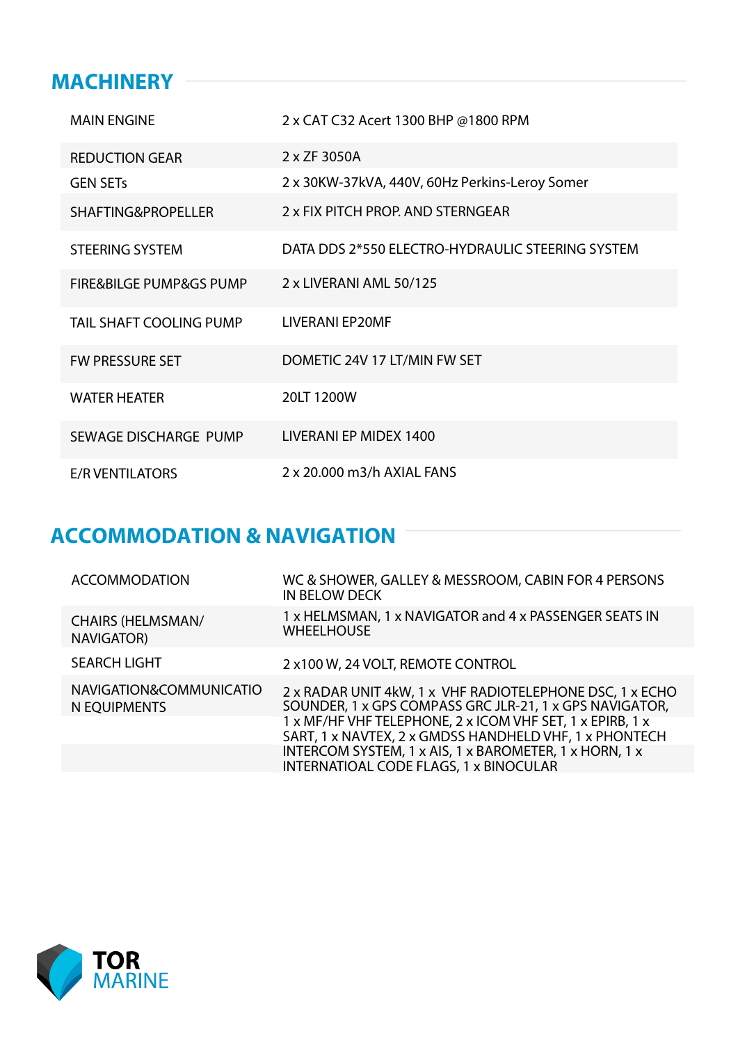## MACHINERY

| | |
|---|---|
| MAIN ENGINE | 2 x CAT C32 Acert 1300 BHP @1800 RPM |
| REDUCTION GEAR | 2 x ZF 3050A |
| GEN SETs | 2 x 30KW-37kVA, 440V, 60Hz Perkins-Leroy Somer |
| SHAFTING&PROPELLER | 2 x FIX PITCH PROP. AND STERNGEAR |
| STEERING SYSTEM | DATA DDS 2*550 ELECTRO-HYDRAULIC STEERING SYSTEM |
| FIRE&BILGE PUMP&GS PUMP | 2 x LIVERANI AML 50/125 |
| TAIL SHAFT COOLING PUMP | LIVERANI EP20MF |
| FW PRESSURE SET | DOMETIC 24V 17 LT/MIN FW SET |
| WATER HEATER | 20LT 1200W |
| SEWAGE DISCHARGE PUMP | LIVERANI EP MIDEX 1400 |
| E/R VENTILATORS | 2 x 20.000 m3/h AXIAL FANS |

## ACCOMMODATION & NAVIGATION

| | |
|---|---|
| ACCOMMODATION | WC & SHOWER, GALLEY & MESSROOM, CABIN FOR 4 PERSONS IN BELOW DECK |
| CHAIRS (HELMSMAN/ NAVIGATOR) | 1 x HELMSMAN, 1 x NAVIGATOR and 4 x PASSENGER SEATS IN WHEELHOUSE |
| SEARCH LIGHT | 2 x100 W, 24 VOLT, REMOTE CONTROL |
| NAVIGATION&COMMUNICATIO N EQUIPMENTS | 2 x RADAR UNIT 4kW, 1 x VHF RADIOTELEPHONE DSC, 1 x ECHO SOUNDER, 1 x GPS COMPASS GRC JLR-21, 1 x GPS NAVIGATOR, 1 x MF/HF VHF TELEPHONE, 2 x ICOM VHF SET, 1 x EPIRB, 1 x SART, 1 x NAVTEX, 2 x GMDSS HANDHELD VHF, 1 x PHONTECH INTERCOM SYSTEM, 1 x AIS, 1 x BAROMETER, 1 x HORN, 1 x INTERNATIOAL CODE FLAGS, 1 x BINOCULAR |

TOR MARINE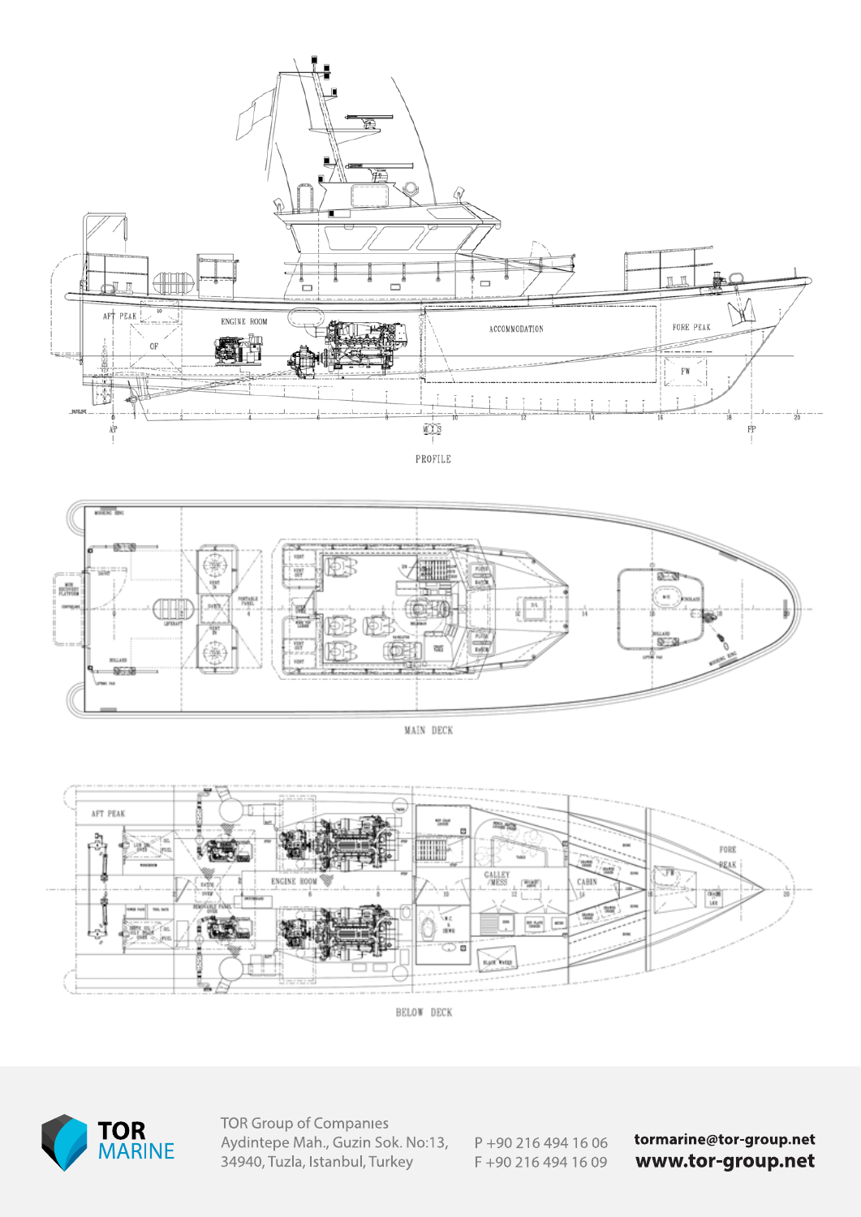PROFILE

MAIN DECK

BELOW DECK

TOR MARINE

TOR Group of Companıes
Aydintepe Mah., Guzin Sok. No:13,
34940, Tuzla, Istanbul, Turkey

P +90 216 494 16 06
F +90 216 494 16 09

**tormarine@tor-group.net**
**www.tor-group.net**